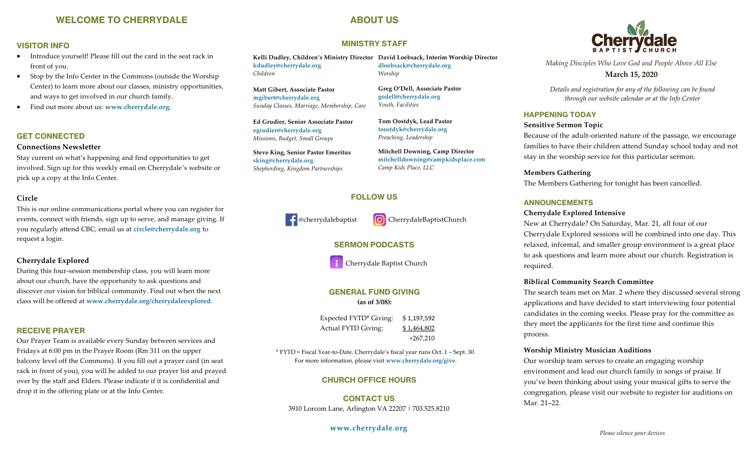## WELCOME TO CHERRYDALE

### VISITOR INFO

- Introduce yourself! Please fill out the card in the seat rack in front of you.
- Stop by the Info Center in the Commons (outside the Worship Center) to learn more about our classes, ministry opportunities, and ways to get involved in our church family.
- Find out more about us: **www.cherrydale.org.**

### GET CONNECTED

**Connections Newsletter**

Stay current on what's happening and find opportunities to get involved. Sign up for this weekly email on Cherrydale's website or pick up a copy at the Info Center.

**Circle**

This is our online communications portal where you can register for events, connect with friends, sign up to serve, and manage giving. If you regularly attend CBC, email us at **circle@cherrydale.org** to request a login.

**Cherrydale Explored**

During this four-session membership class, you will learn more about our church, have the opportunity to ask questions and discover our vision for biblical community. Find out when the next class will be offered at **www.cherrydale.org/cherrydaleexplored**.

### RECEIVE PRAYER

Our Prayer Team is available every Sunday between services and Fridays at 6:00 pm in the Prayer Room (Rm 311 on the upper balcony level off the Commons). If you fill out a prayer card (in seat rack in front of you), you will be added to our prayer list and prayed over by the staff and Elders. Please indicate if it is confidential and drop it in the offering plate or at the Info Center.

## ABOUT US

### MINISTRY STAFF

**Kelli Dudley, Children's Ministry Director**
**kdudley@cherrydale.org**
*Children*

**Matt Gibert, Associate Pastor**
**mgibert@cherrydale.org**
*Sunday Classes, Marriage, Membership, Care*

**Ed Grudier, Senior Associate Pastor**
**egrudier@cherrydale.org**
*Missions, Budget, Small Groups*

**Steve King, Senior Pastor Emeritus**
**sking@cherrydale.org**
*Shepherding, Kingdom Partnerships*

**David Loebsack, Interim Worship Director**
**dloebsack@cherrydale.org**
*Worship*

**Greg O'Dell, Associate Pastor**
**godell@cherrydale.org**
*Youth, Facilities*

**Tom Oostdyk, Lead Pastor**
**toostdyk@cherrydale.org**
*Preaching, Leadership*

**Mitchell Downing, Camp Director**
**mitchelldowning@campkidsplace.com**
*Camp Kids Place, LLC*

### FOLLOW US

@cherrydalebaptist CherrydaleBaptistChurch

### SERMON PODCASTS

Cherrydale Baptist Church

### GENERAL FUND GIVING

**(as of 3/08):**

| | |
|---|---|
| Expected FYTD* Giving: | $ 1,197,592 |
| Actual FYTD Giving: | $ 1,464,802 |
| | +267,210 |

\* FYTD = Fiscal Year-to-Date. Cherrydale's fiscal year runs Oct. 1 – Sept. 30. For more information, please visit **www.cherrydale.org/give**.

### CHURCH OFFICE HOURS

### CONTACT US

3910 Lorcom Lane, Arlington VA 22207 | 703.525.8210

**www.cherrydale.org**

Cherrydale BAPTIST CHURCH

*Making Disciples Who Love God and People Above All Else*

**March 15, 2020**

*Details and registration for any of the following can be found through our website calendar or at the Info Center*

### HAPPENING TODAY

**Sensitive Sermon Topic**

Because of the adult-oriented nature of the passage, we encourage families to have their children attend Sunday school today and not stay in the worship service for this particular sermon.

**Members Gathering**

The Members Gathering for tonight has been cancelled.

### ANNOUNCEMENTS

**Cherrydale Explored Intensive**

New at Cherrydale? On Saturday, Mar. 21, all four of our Cherrydale Explored sessions will be combined into one day. This relaxed, informal, and smaller group environment is a great place to ask questions and learn more about our church. Registration is required.

**Biblical Community Search Committee**

The search team met on Mar. 2 where they discussed several strong applications and have decided to start interviewing four potential candidates in the coming weeks. Please pray for the committee as they meet the applicants for the first time and continue this process.

**Worship Ministry Musician Auditions**

Our worship team serves to create an engaging worship environment and lead our church family in songs of praise. If you've been thinking about using your musical gifts to serve the congregation, please visit our website to register for auditions on Mar. 21–22.

*Please silence your devices*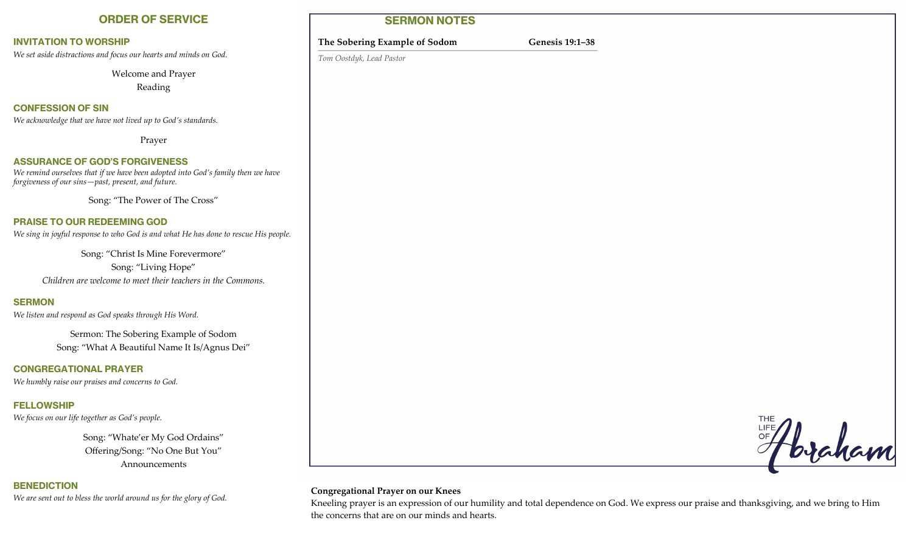## ORDER OF SERVICE

### INVITATION TO WORSHIP

*We set aside distractions and focus our hearts and minds on God.*

Welcome and Prayer

Reading

### CONFESSION OF SIN

*We acknowledge that we have not lived up to God's standards.*

Prayer

### ASSURANCE OF GOD'S FORGIVENESS

*We remind ourselves that if we have been adopted into God's family then we have forgiveness of our sins—past, present, and future.*

Song: "The Power of The Cross"

### PRAISE TO OUR REDEEMING GOD

*We sing in joyful response to who God is and what He has done to rescue His people.*

Song: "Christ Is Mine Forevermore"

Song: "Living Hope"

*Children are welcome to meet their teachers in the Commons.*

### SERMON

*We listen and respond as God speaks through His Word.*

Sermon: The Sobering Example of Sodom

Song: "What A Beautiful Name It Is/Agnus Dei"

### CONGREGATIONAL PRAYER

*We humbly raise our praises and concerns to God.*

### FELLOWSHIP

*We focus on our life together as God's people.*

Song: "Whate'er My God Ordains"

Offering/Song: "No One But You"

Announcements

### BENEDICTION

*We are sent out to bless the world around us for the glory of God.*

## SERMON NOTES

**The Sobering Example of Sodom** **Genesis 19:1–38**

*Tom Oostdyk, Lead Pastor*

THE LIFE OF Abraham

**Congregational Prayer on our Knees**

Kneeling prayer is an expression of our humility and total dependence on God. We express our praise and thanksgiving, and we bring to Him the concerns that are on our minds and hearts.